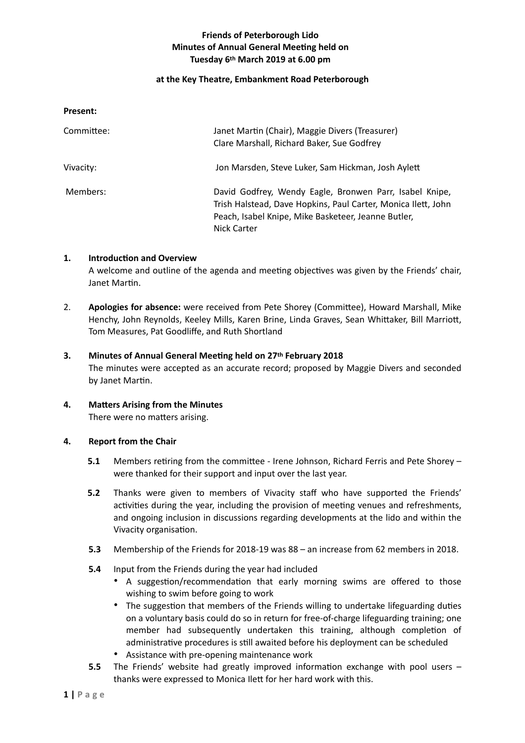**Friends of Peterborough Lido**
**Minutes of Annual General Meeting held on**
**Tuesday 6th March 2019 at 6.00 pm**

**at the Key Theatre, Embankment Road Peterborough**

**Present:**

| | |
|---|---|
| Committee: | Janet Martin (Chair), Maggie Divers (Treasurer) Clare Marshall, Richard Baker, Sue Godfrey |
| Vivacity: | Jon Marsden, Steve Luker, Sam Hickman, Josh Aylett |
| Members: | David Godfrey, Wendy Eagle, Bronwen Parr, Isabel Knipe, Trish Halstead, Dave Hopkins, Paul Carter, Monica Ilett, John Peach, Isabel Knipe, Mike Basketeer, Jeanne Butler, Nick Carter |

**1. Introduction and Overview**

A welcome and outline of the agenda and meeting objectives was given by the Friends' chair, Janet Martin.

2. **Apologies for absence:** were received from Pete Shorey (Committee), Howard Marshall, Mike Henchy, John Reynolds, Keeley Mills, Karen Brine, Linda Graves, Sean Whittaker, Bill Marriott, Tom Measures, Pat Goodliffe, and Ruth Shortland

**3. Minutes of Annual General Meeting held on 27th February 2018**

The minutes were accepted as an accurate record; proposed by Maggie Divers and seconded by Janet Martin.

**4. Matters Arising from the Minutes**

There were no matters arising.

**4. Report from the Chair**

**5.1** Members retiring from the committee - Irene Johnson, Richard Ferris and Pete Shorey – were thanked for their support and input over the last year.

**5.2** Thanks were given to members of Vivacity staff who have supported the Friends' activities during the year, including the provision of meeting venues and refreshments, and ongoing inclusion in discussions regarding developments at the lido and within the Vivacity organisation.

**5.3** Membership of the Friends for 2018-19 was 88 – an increase from 62 members in 2018.

**5.4** Input from the Friends during the year had included

- A suggestion/recommendation that early morning swims are offered to those wishing to swim before going to work
- The suggestion that members of the Friends willing to undertake lifeguarding duties on a voluntary basis could do so in return for free-of-charge lifeguarding training; one member had subsequently undertaken this training, although completion of administrative procedures is still awaited before his deployment can be scheduled
- Assistance with pre-opening maintenance work

**5.5** The Friends' website had greatly improved information exchange with pool users – thanks were expressed to Monica Ilett for her hard work with this.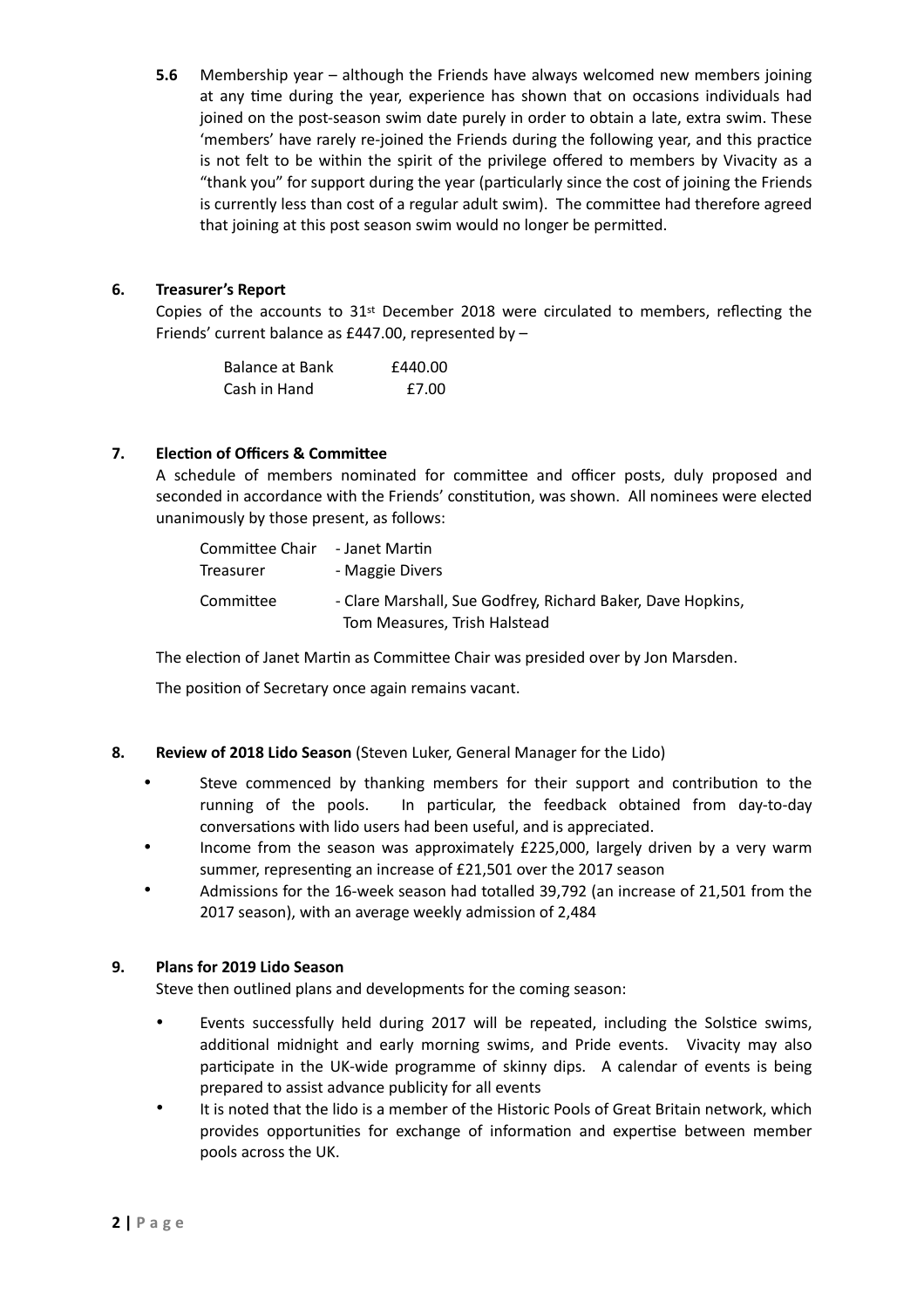**5.6** Membership year – although the Friends have always welcomed new members joining at any time during the year, experience has shown that on occasions individuals had joined on the post-season swim date purely in order to obtain a late, extra swim. These 'members' have rarely re-joined the Friends during the following year, and this practice is not felt to be within the spirit of the privilege offered to members by Vivacity as a "thank you" for support during the year (particularly since the cost of joining the Friends is currently less than cost of a regular adult swim). The committee had therefore agreed that joining at this post season swim would no longer be permitted.

### 6. Treasurer's Report

Copies of the accounts to 31st December 2018 were circulated to members, reflecting the Friends' current balance as £447.00, represented by –

| | |
|---|---|
| Balance at Bank | £440.00 |
| Cash in Hand | £7.00 |

### 7. Election of Officers & Committee

A schedule of members nominated for committee and officer posts, duly proposed and seconded in accordance with the Friends' constitution, was shown. All nominees were elected unanimously by those present, as follows:

| | |
|---|---|
| Committee Chair | - Janet Martin |
| Treasurer | - Maggie Divers |
| Committee | - Clare Marshall, Sue Godfrey, Richard Baker, Dave Hopkins, Tom Measures, Trish Halstead |

The election of Janet Martin as Committee Chair was presided over by Jon Marsden.

The position of Secretary once again remains vacant.

### 8. Review of 2018 Lido Season (Steven Luker, General Manager for the Lido)

- Steve commenced by thanking members for their support and contribution to the running of the pools. In particular, the feedback obtained from day-to-day conversations with lido users had been useful, and is appreciated.
- Income from the season was approximately £225,000, largely driven by a very warm summer, representing an increase of £21,501 over the 2017 season
- Admissions for the 16-week season had totalled 39,792 (an increase of 21,501 from the 2017 season), with an average weekly admission of 2,484

### 9. Plans for 2019 Lido Season

Steve then outlined plans and developments for the coming season:

- Events successfully held during 2017 will be repeated, including the Solstice swims, additional midnight and early morning swims, and Pride events. Vivacity may also participate in the UK-wide programme of skinny dips. A calendar of events is being prepared to assist advance publicity for all events
- It is noted that the lido is a member of the Historic Pools of Great Britain network, which provides opportunities for exchange of information and expertise between member pools across the UK.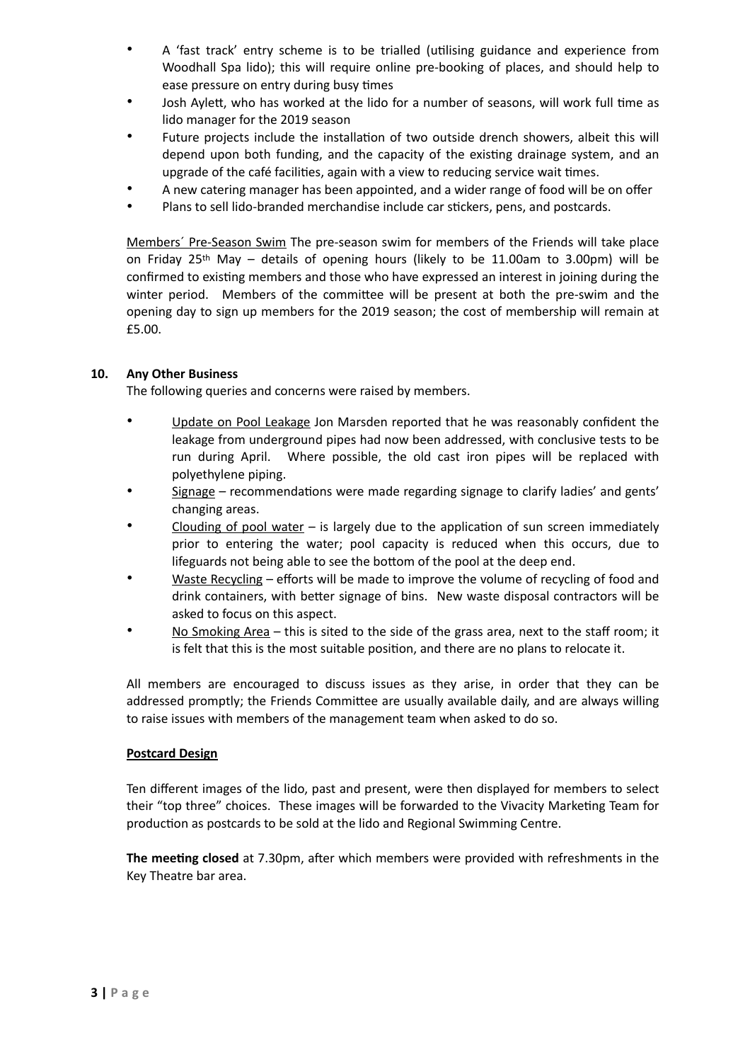- A 'fast track' entry scheme is to be trialled (utilising guidance and experience from Woodhall Spa lido); this will require online pre-booking of places, and should help to ease pressure on entry during busy times
- Josh Aylett, who has worked at the lido for a number of seasons, will work full time as lido manager for the 2019 season
- Future projects include the installation of two outside drench showers, albeit this will depend upon both funding, and the capacity of the existing drainage system, and an upgrade of the café facilities, again with a view to reducing service wait times.
- A new catering manager has been appointed, and a wider range of food will be on offer
- Plans to sell lido-branded merchandise include car stickers, pens, and postcards.

Members´ Pre-Season Swim The pre-season swim for members of the Friends will take place on Friday 25th May – details of opening hours (likely to be 11.00am to 3.00pm) will be confirmed to existing members and those who have expressed an interest in joining during the winter period. Members of the committee will be present at both the pre-swim and the opening day to sign up members for the 2019 season; the cost of membership will remain at £5.00.

**10. Any Other Business**

The following queries and concerns were raised by members.

- Update on Pool Leakage Jon Marsden reported that he was reasonably confident the leakage from underground pipes had now been addressed, with conclusive tests to be run during April. Where possible, the old cast iron pipes will be replaced with polyethylene piping.
- Signage – recommendations were made regarding signage to clarify ladies' and gents' changing areas.
- Clouding of pool water – is largely due to the application of sun screen immediately prior to entering the water; pool capacity is reduced when this occurs, due to lifeguards not being able to see the bottom of the pool at the deep end.
- Waste Recycling – efforts will be made to improve the volume of recycling of food and drink containers, with better signage of bins. New waste disposal contractors will be asked to focus on this aspect.
- No Smoking Area – this is sited to the side of the grass area, next to the staff room; it is felt that this is the most suitable position, and there are no plans to relocate it.

All members are encouraged to discuss issues as they arise, in order that they can be addressed promptly; the Friends Committee are usually available daily, and are always willing to raise issues with members of the management team when asked to do so.

**Postcard Design**

Ten different images of the lido, past and present, were then displayed for members to select their "top three" choices. These images will be forwarded to the Vivacity Marketing Team for production as postcards to be sold at the lido and Regional Swimming Centre.

**The meeting closed** at 7.30pm, after which members were provided with refreshments in the Key Theatre bar area.